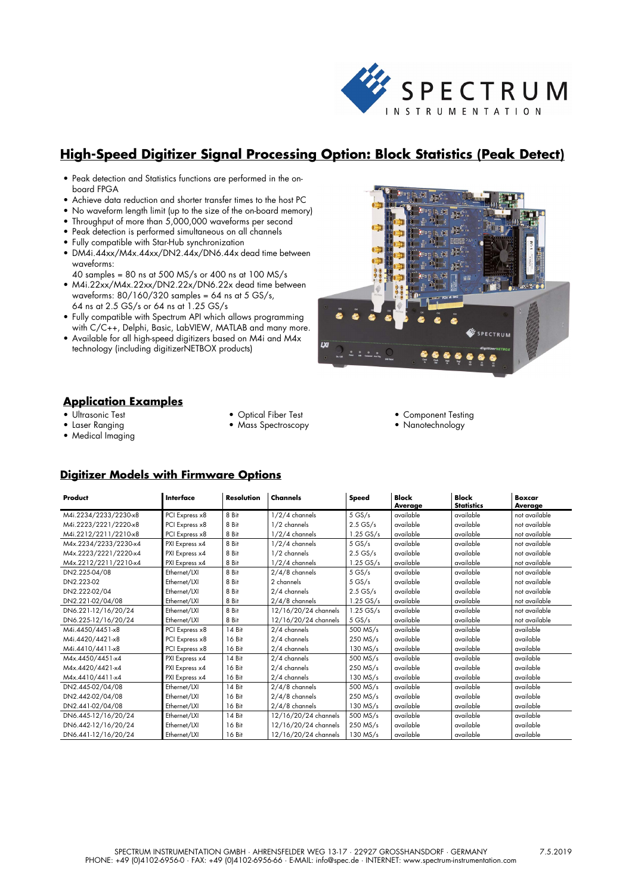# High-Speed Digitizer Signal Processing Option: Block Statistics (Peak Detect)

- Peak detection and Statistics functions are performed in the on-board FPGA
- Achieve data reduction and shorter transfer times to the host PC
- No waveform length limit (up to the size of the on-board memory)
- Throughput of more than 5,000,000 waveforms per second
- Peak detection is performed simultaneous on all channels
- Fully compatible with Star-Hub synchronization
- DM4i.44xx/M4x.44xx/DN2.44x/DN6.44x dead time between waveforms:
  40 samples = 80 ns at 500 MS/s or 400 ns at 100 MS/s
- M4i.22xx/M4x.22xx/DN2.22x/DN6.22x dead time between waveforms: 80/160/320 samples = 64 ns at 5 GS/s, 64 ns at 2.5 GS/s or 64 ns at 1.25 GS/s
- Fully compatible with Spectrum API which allows programming with C/C++, Delphi, Basic, LabVIEW, MATLAB and many more.
- Available for all high-speed digitizers based on M4i and M4x technology (including digitizerNETBOX products)

## Application Examples

- Ultrasonic Test
- Laser Ranging
- Medical Imaging
- Optical Fiber Test
- Mass Spectroscopy
- Component Testing
- Nanotechnology

## Digitizer Models with Firmware Options

| Product | Interface | Resolution | Channels | Speed | Block Average | Block Statistics | Boxcar Average |
|---|---|---|---|---|---|---|---|
| M4i.2234/2233/2230-x8 | PCI Express x8 | 8 Bit | 1/2/4 channels | 5 GS/s | available | available | not available |
| M4i.2223/2221/2220-x8 | PCI Express x8 | 8 Bit | 1/2 channels | 2.5 GS/s | available | available | not available |
| M4i.2212/2211/2210-x8 | PCI Express x8 | 8 Bit | 1/2/4 channels | 1.25 GS/s | available | available | not available |
| M4x.2234/2233/2230-x4 | PXI Express x4 | 8 Bit | 1/2/4 channels | 5 GS/s | available | available | not available |
| M4x.2223/2221/2220-x4 | PXI Express x4 | 8 Bit | 1/2 channels | 2.5 GS/s | available | available | not available |
| M4x.2212/2211/2210-x4 | PXI Express x4 | 8 Bit | 1/2/4 channels | 1.25 GS/s | available | available | not available |
| DN2.225-04/08 | Ethernet/LXI | 8 Bit | 2/4/8 channels | 5 GS/s | available | available | not available |
| DN2.223-02 | Ethernet/LXI | 8 Bit | 2 channels | 5 GS/s | available | available | not available |
| DN2.222-02/04 | Ethernet/LXI | 8 Bit | 2/4 channels | 2.5 GS/s | available | available | not available |
| DN2.221-02/04/08 | Ethernet/LXI | 8 Bit | 2/4/8 channels | 1.25 GS/s | available | available | not available |
| DN6.221-12/16/20/24 | Ethernet/LXI | 8 Bit | 12/16/20/24 channels | 1.25 GS/s | available | available | not available |
| DN6.225-12/16/20/24 | Ethernet/LXI | 8 Bit | 12/16/20/24 channels | 5 GS/s | available | available | not available |
| M4i.4450/4451-x8 | PCI Express x8 | 14 Bit | 2/4 channels | 500 MS/s | available | available | available |
| M4i.4420/4421-x8 | PCI Express x8 | 16 Bit | 2/4 channels | 250 MS/s | available | available | available |
| M4i.4410/4411-x8 | PCI Express x8 | 16 Bit | 2/4 channels | 130 MS/s | available | available | available |
| M4x.4450/4451-x4 | PXI Express x4 | 14 Bit | 2/4 channels | 500 MS/s | available | available | available |
| M4x.4420/4421-x4 | PXI Express x4 | 16 Bit | 2/4 channels | 250 MS/s | available | available | available |
| M4x.4410/4411-x4 | PXI Express x4 | 16 Bit | 2/4 channels | 130 MS/s | available | available | available |
| DN2.445-02/04/08 | Ethernet/LXI | 14 Bit | 2/4/8 channels | 500 MS/s | available | available | available |
| DN2.442-02/04/08 | Ethernet/LXI | 16 Bit | 2/4/8 channels | 250 MS/s | available | available | available |
| DN2.441-02/04/08 | Ethernet/LXI | 16 Bit | 2/4/8 channels | 130 MS/s | available | available | available |
| DN6.445-12/16/20/24 | Ethernet/LXI | 14 Bit | 12/16/20/24 channels | 500 MS/s | available | available | available |
| DN6.442-12/16/20/24 | Ethernet/LXI | 16 Bit | 12/16/20/24 channels | 250 MS/s | available | available | available |
| DN6.441-12/16/20/24 | Ethernet/LXI | 16 Bit | 12/16/20/24 channels | 130 MS/s | available | available | available |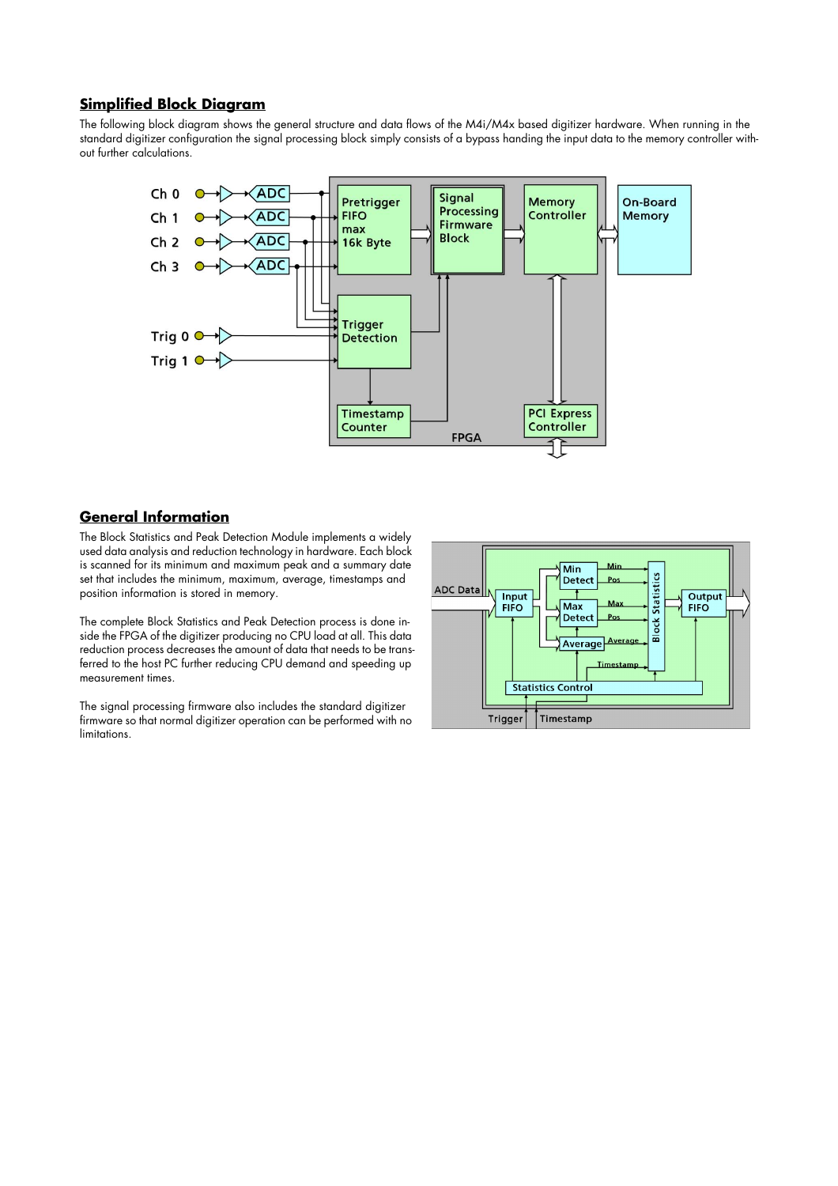## Simplified Block Diagram

The following block diagram shows the general structure and data flows of the M4i/M4x based digitizer hardware. When running in the standard digitizer configuration the signal processing block simply consists of a bypass handing the input data to the memory controller without further calculations.

## General Information

The Block Statistics and Peak Detection Module implements a widely used data analysis and reduction technology in hardware. Each block is scanned for its minimum and maximum peak and a summary date set that includes the minimum, maximum, average, timestamps and position information is stored in memory.

The complete Block Statistics and Peak Detection process is done inside the FPGA of the digitizer producing no CPU load at all. This data reduction process decreases the amount of data that needs to be transferred to the host PC further reducing CPU demand and speeding up measurement times.

The signal processing firmware also includes the standard digitizer firmware so that normal digitizer operation can be performed with no limitations.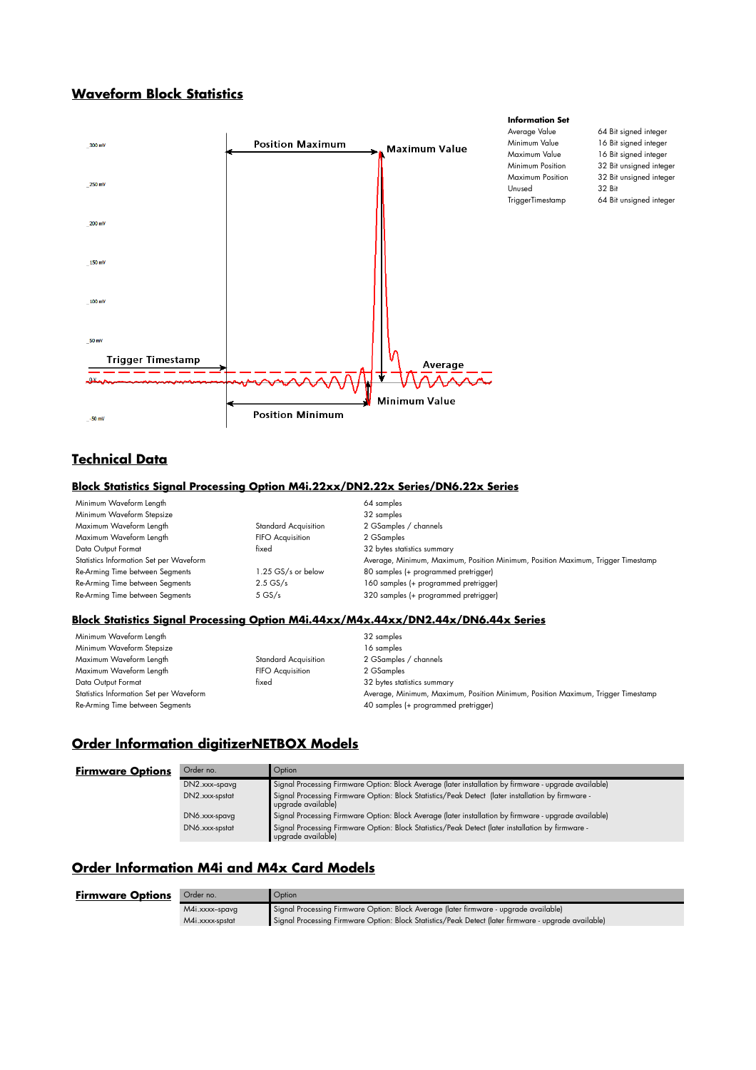## Waveform Block Statistics

300 mV
250 mV
200 mV
150 mV
100 mV
50 mV
0 V
-50 mV

Position Maximum
Maximum Value
Trigger Timestamp
Average
Minimum Value
Position Minimum

**Information Set**

| | |
|---|---|
| Average Value | 64 Bit signed integer |
| Minimum Value | 16 Bit signed integer |
| Maximum Value | 16 Bit signed integer |
| Minimum Position | 32 Bit unsigned integer |
| Maximum Position | 32 Bit unsigned integer |
| Unused | 32 Bit |
| TriggerTimestamp | 64 Bit unsigned integer |

## Technical Data

### Block Statistics Signal Processing Option M4i.22xx/DN2.22x Series/DN6.22x Series

| | | |
|---|---|---|
| Minimum Waveform Length | | 64 samples |
| Minimum Waveform Stepsize | | 32 samples |
| Maximum Waveform Length | Standard Acquisition | 2 GSamples / channels |
| Maximum Waveform Length | FIFO Acquisition | 2 GSamples |
| Data Output Format | fixed | 32 bytes statistics summary |
| Statistics Information Set per Waveform | | Average, Minimum, Maximum, Position Minimum, Position Maximum, Trigger Timestamp |
| Re-Arming Time between Segments | 1.25 GS/s or below | 80 samples (+ programmed pretrigger) |
| Re-Arming Time between Segments | 2.5 GS/s | 160 samples (+ programmed pretrigger) |
| Re-Arming Time between Segments | 5 GS/s | 320 samples (+ programmed pretrigger) |

### Block Statistics Signal Processing Option M4i.44xx/M4x.44xx/DN2.44x/DN6.44x Series

| | | |
|---|---|---|
| Minimum Waveform Length | | 32 samples |
| Minimum Waveform Stepsize | | 16 samples |
| Maximum Waveform Length | Standard Acquisition | 2 GSamples / channels |
| Maximum Waveform Length | FIFO Acquisition | 2 GSamples |
| Data Output Format | fixed | 32 bytes statistics summary |
| Statistics Information Set per Waveform | | Average, Minimum, Maximum, Position Minimum, Position Maximum, Trigger Timestamp |
| Re-Arming Time between Segments | | 40 samples (+ programmed pretrigger) |

## Order Information digitizerNETBOX Models

**Firmware Options**

| Order no. | Option |
|---|---|
| DN2.xxx-spavg | Signal Processing Firmware Option: Block Average (later installation by firmware - upgrade available) |
| DN2.xxx-spstat | Signal Processing Firmware Option: Block Statistics/Peak Detect (later installation by firmware - upgrade available) |
| DN6.xxx-spavg | Signal Processing Firmware Option: Block Average (later installation by firmware - upgrade available) |
| DN6.xxx-spstat | Signal Processing Firmware Option: Block Statistics/Peak Detect (later installation by firmware - upgrade available) |

## Order Information M4i and M4x Card Models

**Firmware Options**

| Order no. | Option |
|---|---|
| M4i.xxxx-spavg | Signal Processing Firmware Option: Block Average (later firmware - upgrade available) |
| M4i.xxxx-spstat | Signal Processing Firmware Option: Block Statistics/Peak Detect (later firmware - upgrade available) |